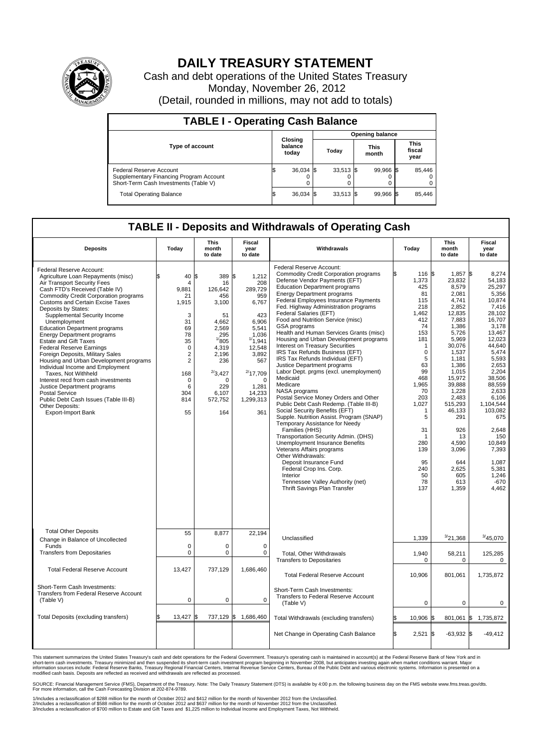# DAILY TREASURY STATEMENT

Cash and debt operations of the United States Treasury

Monday, November 26, 2012

(Detail, rounded in millions, may not add to totals)

| TABLE I - Operating Cash Balance | | | | |
|---|---|---|---|---|
| Type of account | Closing balance today | Opening balance | | |
| | | Today | This month | This fiscal year |
| Federal Reserve Account | $ 36,034 | $ 33,513 | $ 99,966 | $ 85,446 |
| Supplementary Financing Program Account | 0 | 0 | 0 | 0 |
| Short-Term Cash Investments (Table V) | 0 | 0 | 0 | 0 |
| Total Operating Balance | $ 36,034 | $ 33,513 | $ 99,966 | $ 85,446 |

## TABLE II - Deposits and Withdrawals of Operating Cash

| Deposits | Today | This month to date | Fiscal year to date | Withdrawals | Today | This month to date | Fiscal year to date |
|---|---|---|---|---|---|---|---|
| Federal Reserve Account: | | | | Federal Reserve Account: | | | |
| Agriculture Loan Repayments (misc) | $ 40 | $ 389 | $ 1,212 | Commodity Credit Corporation programs | $ 116 | $ 1,857 | $ 8,274 |
| Air Transport Security Fees | 4 | 16 | 208 | Defense Vendor Payments (EFT) | 1,373 | 23,832 | 54,183 |
| Cash FTD's Received (Table IV) | 9,881 | 126,642 | 289,729 | Education Department programs | 425 | 8,579 | 25,297 |
| Commodity Credit Corporation programs | 21 | 456 | 959 | Energy Department programs | 81 | 2,081 | 5,356 |
| Customs and Certain Excise Taxes | 1,915 | 3,100 | 6,767 | Federal Employees Insurance Payments | 115 | 4,741 | 10,874 |
| Deposits by States: | | | | Fed. Highway Administration programs | 218 | 2,852 | 7,416 |
| Supplemental Security Income | 3 | 51 | 423 | Federal Salaries (EFT) | 1,462 | 12,835 | 28,102 |
| Unemployment | 31 | 4,662 | 6,906 | Food and Nutrition Service (misc) | 412 | 7,883 | 16,707 |
| Education Department programs | 69 | 2,569 | 5,541 | GSA programs | 74 | 1,386 | 3,178 |
| Energy Department programs | 78 | 295 | 1,036 | Health and Human Services Grants (misc) | 153 | 5,726 | 13,467 |
| Estate and Gift Taxes | 35 | [1]805 | [1]1,941 | Housing and Urban Development programs | 181 | 5,969 | 12,023 |
| Federal Reserve Earnings | 0 | 4,319 | 12,548 | Interest on Treasury Securities | 1 | 30,076 | 44,640 |
| Foreign Deposits, Military Sales | 2 | 2,196 | 3,892 | IRS Tax Refunds Business (EFT) | 0 | 1,537 | 5,474 |
| Housing and Urban Development programs | 2 | 236 | 567 | IRS Tax Refunds Individual (EFT) | 5 | 1,181 | 5,593 |
| Individual Income and Employment | | | | Justice Department programs | 63 | 1,386 | 2,653 |
| Taxes, Not Withheld | 168 | [2]3,427 | [2]17,709 | Labor Dept. prgms (excl. unemployment) | 99 | 1,015 | 2,204 |
| Interest recd from cash investments | 0 | 0 | 0 | Medicaid | 468 | 15,972 | 38,506 |
| Justice Department programs | 6 | 229 | 1,281 | Medicare | 1,965 | 39,888 | 88,559 |
| Postal Service | 304 | 6,107 | 14,233 | NASA programs | 70 | 1,228 | 2,633 |
| Public Debt Cash Issues (Table III-B) | 814 | 572,752 | 1,299,313 | Postal Service Money Orders and Other | 203 | 2,483 | 6,106 |
| Other Deposits: | | | | Public Debt Cash Redemp. (Table III-B) | 1,027 | 515,293 | 1,104,544 |
| Export-Import Bank | 55 | 164 | 361 | Social Security Benefits (EFT) | 1 | 46,133 | 103,082 |
| | | | | Supple. Nutrition Assist. Program (SNAP) | 5 | 291 | 675 |
| | | | | Temporary Assistance for Needy Families (HHS) | 31 | 926 | 2,648 |
| | | | | Transportation Security Admin. (DHS) | 1 | 13 | 150 |
| | | | | Unemployment Insurance Benefits | 280 | 4,590 | 10,849 |
| | | | | Veterans Affairs programs | 139 | 3,096 | 7,393 |
| | | | | Other Withdrawals: | | | |
| | | | | Deposit Insurance Fund | 95 | 644 | 1,087 |
| | | | | Federal Crop Ins. Corp. | 240 | 2,625 | 5,381 |
| | | | | Interior | 50 | 605 | 1,246 |
| | | | | Tennessee Valley Authority (net) | 78 | 613 | -670 |
| | | | | Thrift Savings Plan Transfer | 137 | 1,359 | 4,462 |
| Total Other Deposits | 55 | 8,877 | 22,194 | Unclassified | 1,339 | [3]21,368 | [3]45,070 |
| Change in Balance of Uncollected Funds | 0 | 0 | 0 | | | | |
| Transfers from Depositaries | 0 | 0 | 0 | Total, Other Withdrawals | 1,940 | 58,211 | 125,285 |
| | | | | Transfers to Depositaries | 0 | 0 | 0 |
| Total Federal Reserve Account | 13,427 | 737,129 | 1,686,460 | Total Federal Reserve Account | 10,906 | 801,061 | 1,735,872 |
| Short-Term Cash Investments: | | | | Short-Term Cash Investments: | | | |
| Transfers from Federal Reserve Account (Table V) | 0 | 0 | 0 | Transfers to Federal Reserve Account (Table V) | 0 | 0 | 0 |
| Total Deposits (excluding transfers) | $ 13,427 | $ 737,129 | $ 1,686,460 | Total Withdrawals (excluding transfers) | $ 10,906 | $ 801,061 | $ 1,735,872 |
| | | | | Net Change in Operating Cash Balance | $ 2,521 | $ -63,932 | $ -49,412 |

This statement summarizes the United States Treasury's cash and debt operations for the Federal Government. Treasury's operating cash is maintained in account(s) at the Federal Reserve Bank of New York and in short-term cash investments. Treasury minimized and then suspended its short-term cash investment program beginning in November 2008, but anticipates investing again when market conditions warrant. Major information sources include: Federal Reserve Banks, Treasury Regional Financial Centers, Internal Revenue Service Centers, Bureau of the Public Debt and various electronic systems. Information is presented on a modified cash basis. Deposits are reflected as received and withdrawals are reflected as processed.

SOURCE: Financial Management Service (FMS), Department of the Treasury. Note: The Daily Treasury Statement (DTS) is available by 4:00 p.m. the following business day on the FMS website www.fms.treas.gov/dts. For more information, call the Cash Forecasting Division at 202-874-9789.

1/Includes a reclassification of $288 million for the month of October 2012 and $412 million for the month of November 2012 from the Unclassified.
2/Includes a reclassification of $588 million for the month of October 2012 and $637 million for the month of November 2012 from the Unclassified.
3/Includes a reclassification of $700 million to Estate and Gift Taxes and $1,225 million to Individual Income and Employment Taxes, Not Withheld.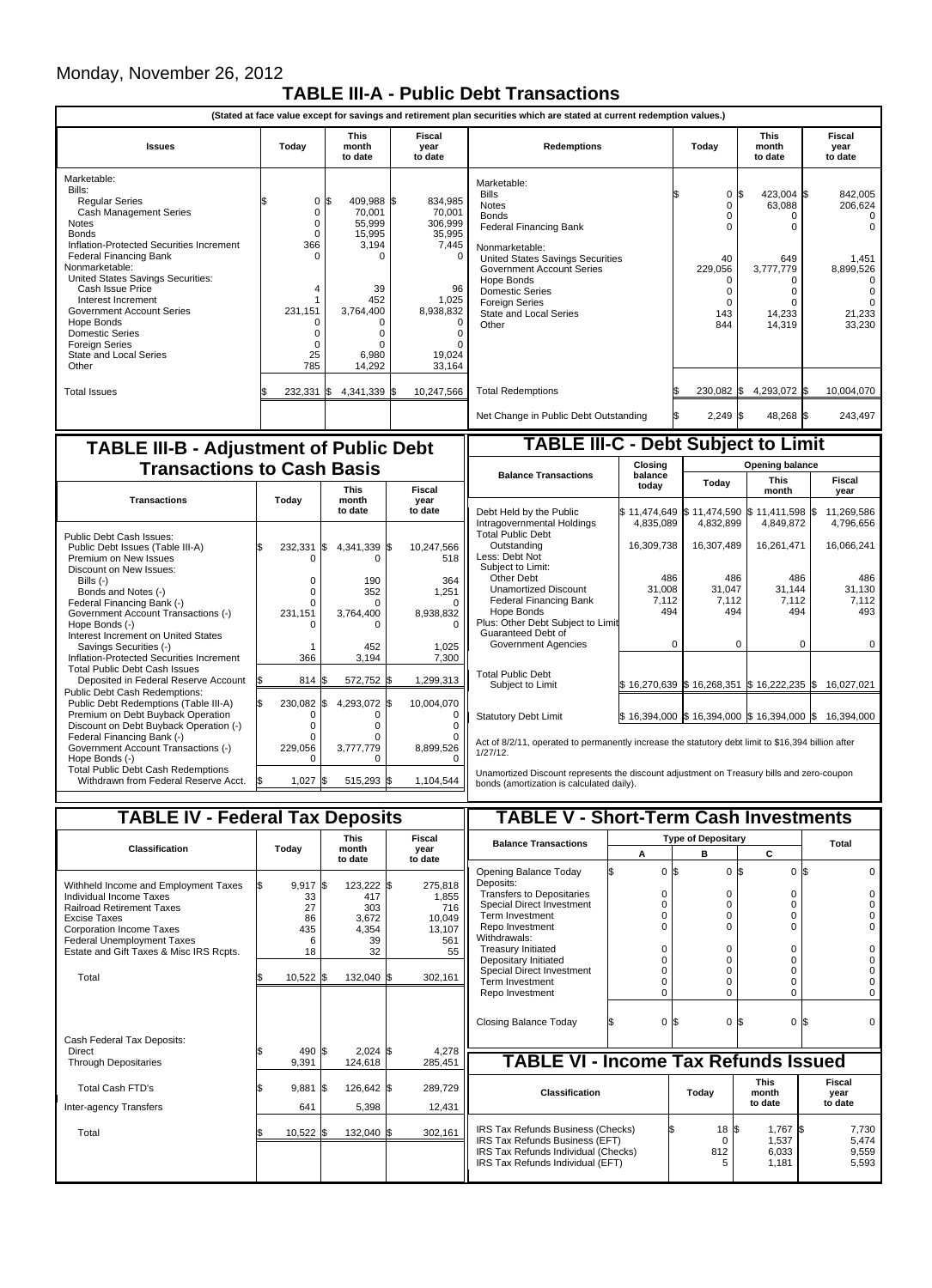Monday, November 26, 2012

# TABLE III-A - Public Debt Transactions

(Stated at face value except for savings and retirement plan securities which are stated at current redemption values.)

| Issues | Today | This month to date | Fiscal year to date |
|---|---|---|---|
| Marketable: | | | |
| Bills: | | | |
| Regular Series | $ 0 | $ 409,988 | $ 834,985 |
| Cash Management Series | 0 | 70,001 | 70,001 |
| Notes | 0 | 55,999 | 306,999 |
| Bonds | 0 | 15,995 | 35,995 |
| Inflation-Protected Securities Increment | 366 | 3,194 | 7,445 |
| Federal Financing Bank | 0 | 0 | 0 |
| Nonmarketable: | | | |
| United States Savings Securities: | | | |
| Cash Issue Price | 4 | 39 | 96 |
| Interest Increment | 1 | 452 | 1,025 |
| Government Account Series | 231,151 | 3,764,400 | 8,938,832 |
| Hope Bonds | 0 | 0 | 0 |
| Domestic Series | 0 | 0 | 0 |
| Foreign Series | 0 | 0 | 0 |
| State and Local Series | 25 | 6,980 | 19,024 |
| Other | 785 | 14,292 | 33,164 |
| Total Issues | $ 232,331 | $ 4,341,339 | $ 10,247,566 |

| Redemptions | Today | This month to date | Fiscal year to date |
|---|---|---|---|
| Marketable: | | | |
| Bills | $ 0 | $ 423,004 | $ 842,005 |
| Notes | 0 | 63,088 | 206,624 |
| Bonds | 0 | 0 | 0 |
| Federal Financing Bank | 0 | 0 | 0 |
| Nonmarketable: | | | |
| United States Savings Securities | 40 | 649 | 1,451 |
| Government Account Series | 229,056 | 3,777,779 | 8,899,526 |
| Hope Bonds | 0 | 0 | 0 |
| Domestic Series | 0 | 0 | 0 |
| Foreign Series | 0 | 0 | 0 |
| State and Local Series | 143 | 14,233 | 21,233 |
| Other | 844 | 14,319 | 33,230 |
| Total Redemptions | $ 230,082 | $ 4,293,072 | $ 10,004,070 |
| Net Change in Public Debt Outstanding | $ 2,249 | $ 48,268 | $ 243,497 |

# TABLE III-B - Adjustment of Public Debt Transactions to Cash Basis

| Transactions | Today | This month to date | Fiscal year to date |
|---|---|---|---|
| Public Debt Cash Issues: | | | |
| Public Debt Issues (Table III-A) | $ 232,331 | $ 4,341,339 | $ 10,247,566 |
| Premium on New Issues | 0 | 0 | 518 |
| Discount on New Issues: | | | |
| Bills (-) | 0 | 190 | 364 |
| Bonds and Notes (-) | 0 | 352 | 1,251 |
| Federal Financing Bank (-) | 0 | 0 | 0 |
| Government Account Transactions (-) | 231,151 | 3,764,400 | 8,938,832 |
| Hope Bonds (-) | 0 | 0 | 0 |
| Interest Increment on United States Savings Securities (-) | 1 | 452 | 1,025 |
| Inflation-Protected Securities Increment | 366 | 3,194 | 7,300 |
| Total Public Debt Cash Issues Deposited in Federal Reserve Account | $ 814 | $ 572,752 | $ 1,299,313 |
| Public Debt Cash Redemptions: | | | |
| Public Debt Redemptions (Table III-A) | $ 230,082 | $ 4,293,072 | $ 10,004,070 |
| Premium on Debt Buyback Operation | 0 | 0 | 0 |
| Discount on Debt Buyback Operation (-) | 0 | 0 | 0 |
| Federal Financing Bank (-) | 0 | 0 | 0 |
| Government Account Transactions (-) | 229,056 | 3,777,779 | 8,899,526 |
| Hope Bonds (-) | 0 | 0 | 0 |
| Total Public Debt Cash Redemptions Withdrawn from Federal Reserve Acct. | $ 1,027 | $ 515,293 | $ 1,104,544 |

# TABLE III-C - Debt Subject to Limit

| Balance Transactions | Closing balance today | Opening balance Today | Opening balance This month | Opening balance Fiscal year |
|---|---|---|---|---|
| Debt Held by the Public | $ 11,474,649 | $ 11,474,590 | $ 11,411,598 | $ 11,269,586 |
| Intragovernmental Holdings | 4,835,089 | 4,832,899 | 4,849,872 | 4,796,656 |
| Total Public Debt Outstanding | 16,309,738 | 16,307,489 | 16,261,471 | 16,066,241 |
| Less: Debt Not Subject to Limit: | | | | |
| Other Debt | 486 | 486 | 486 | 486 |
| Unamortized Discount | 31,008 | 31,047 | 31,144 | 31,130 |
| Federal Financing Bank | 7,112 | 7,112 | 7,112 | 7,112 |
| Hope Bonds | 494 | 494 | 494 | 493 |
| Plus: Other Debt Subject to Limit | | | | |
| Guaranteed Debt of Government Agencies | 0 | 0 | 0 | 0 |
| Total Public Debt Subject to Limit | $ 16,270,639 | $ 16,268,351 | $ 16,222,235 | $ 16,027,021 |
| Statutory Debt Limit | $ 16,394,000 | $ 16,394,000 | $ 16,394,000 | $ 16,394,000 |

Act of 8/2/11, operated to permanently increase the statutory debt limit to $16,394 billion after 1/27/12.

Unamortized Discount represents the discount adjustment on Treasury bills and zero-coupon bonds (amortization is calculated daily).

# TABLE IV - Federal Tax Deposits

| Classification | Today | This month to date | Fiscal year to date |
|---|---|---|---|
| Withheld Income and Employment Taxes | $ 9,917 | $ 123,222 | $ 275,818 |
| Individual Income Taxes | 33 | 417 | 1,855 |
| Railroad Retirement Taxes | 27 | 303 | 716 |
| Excise Taxes | 86 | 3,672 | 10,049 |
| Corporation Income Taxes | 435 | 4,354 | 13,107 |
| Federal Unemployment Taxes | 6 | 39 | 561 |
| Estate and Gift Taxes & Misc IRS Rcpts. | 18 | 32 | 55 |
| Total | $ 10,522 | $ 132,040 | $ 302,161 |
| Cash Federal Tax Deposits: | | | |
| Direct | $ 490 | $ 2,024 | $ 4,278 |
| Through Depositaries | 9,391 | 124,618 | 285,451 |
| Total Cash FTD's | $ 9,881 | $ 126,642 | $ 289,729 |
| Inter-agency Transfers | 641 | 5,398 | 12,431 |
| Total | $ 10,522 | $ 132,040 | $ 302,161 |

# TABLE V - Short-Term Cash Investments

| Balance Transactions | Type of Depositary A | Type of Depositary B | Type of Depositary C | Total |
|---|---|---|---|---|
| Opening Balance Today | $ 0 | $ 0 | $ 0 | $ 0 |
| Deposits: | | | | |
| Transfers to Depositaries | 0 | 0 | 0 | 0 |
| Special Direct Investment | 0 | 0 | 0 | 0 |
| Term Investment | 0 | 0 | 0 | 0 |
| Repo Investment | 0 | 0 | 0 | 0 |
| Withdrawals: | | | | |
| Treasury Initiated | 0 | 0 | 0 | 0 |
| Depositary Initiated | 0 | 0 | 0 | 0 |
| Special Direct Investment | 0 | 0 | 0 | 0 |
| Term Investment | 0 | 0 | 0 | 0 |
| Repo Investment | 0 | 0 | 0 | 0 |
| Closing Balance Today | $ 0 | $ 0 | $ 0 | $ 0 |

# TABLE VI - Income Tax Refunds Issued

| Classification | Today | This month to date | Fiscal year to date |
|---|---|---|---|
| IRS Tax Refunds Business (Checks) | $ 18 | $ 1,767 | $ 7,730 |
| IRS Tax Refunds Business (EFT) | 0 | 1,537 | 5,474 |
| IRS Tax Refunds Individual (Checks) | 812 | 6,033 | 9,559 |
| IRS Tax Refunds Individual (EFT) | 5 | 1,181 | 5,593 |